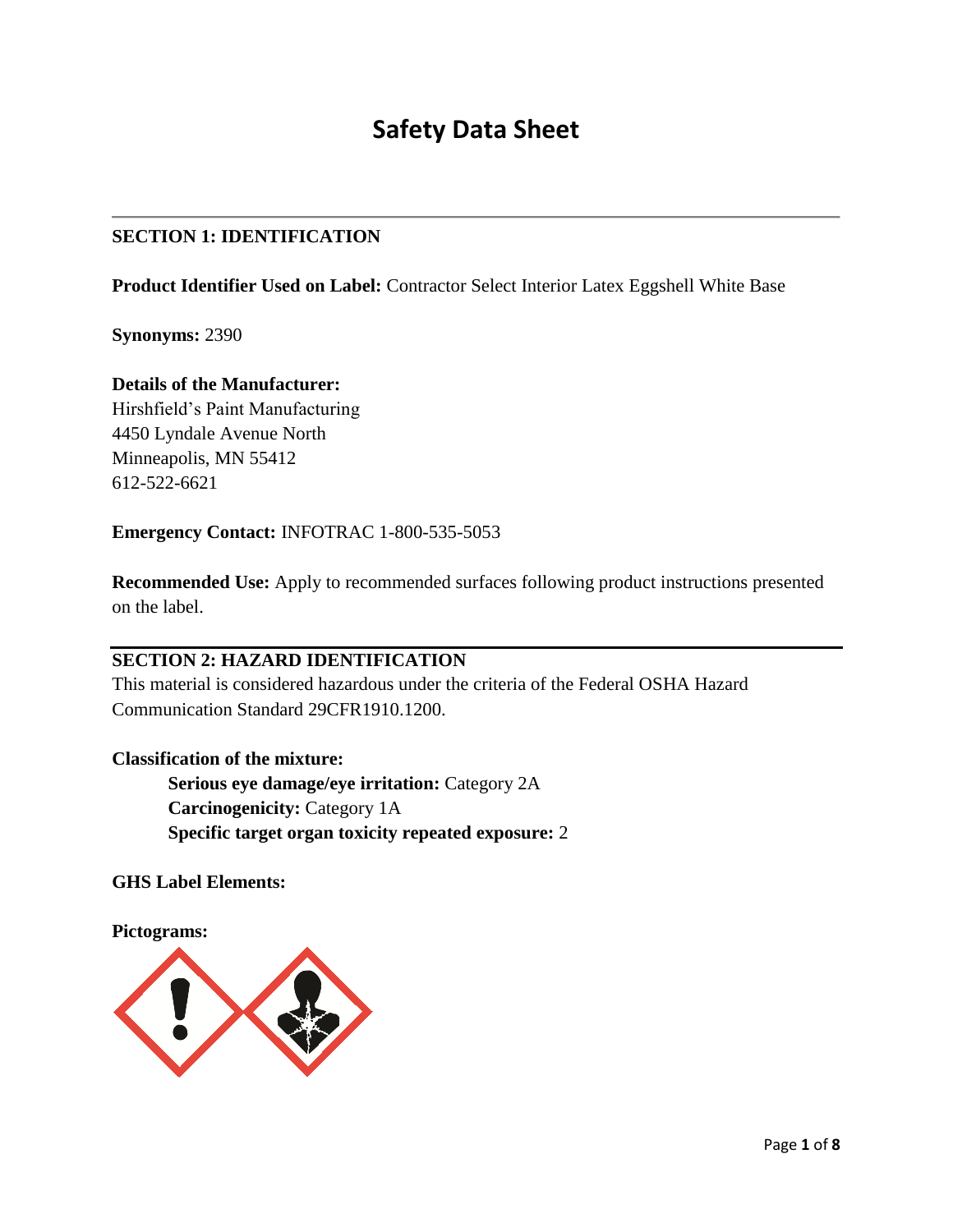# Safety Data Sheet

## SECTION 1: IDENTIFICATION

**Product Identifier Used on Label:** Contractor Select Interior Latex Eggshell White Base

**Synonyms:** 2390

**Details of the Manufacturer:**
Hirshfield's Paint Manufacturing
4450 Lyndale Avenue North
Minneapolis, MN 55412
612-522-6621

**Emergency Contact:** INFOTRAC 1-800-535-5053

**Recommended Use:** Apply to recommended surfaces following product instructions presented on the label.

## SECTION 2: HAZARD IDENTIFICATION

This material is considered hazardous under the criteria of the Federal OSHA Hazard Communication Standard 29CFR1910.1200.

**Classification of the mixture:**

- **Serious eye damage/eye irritation:** Category 2A
- **Carcinogenicity:** Category 1A
- **Specific target organ toxicity repeated exposure:** 2

**GHS Label Elements:**

**Pictograms:**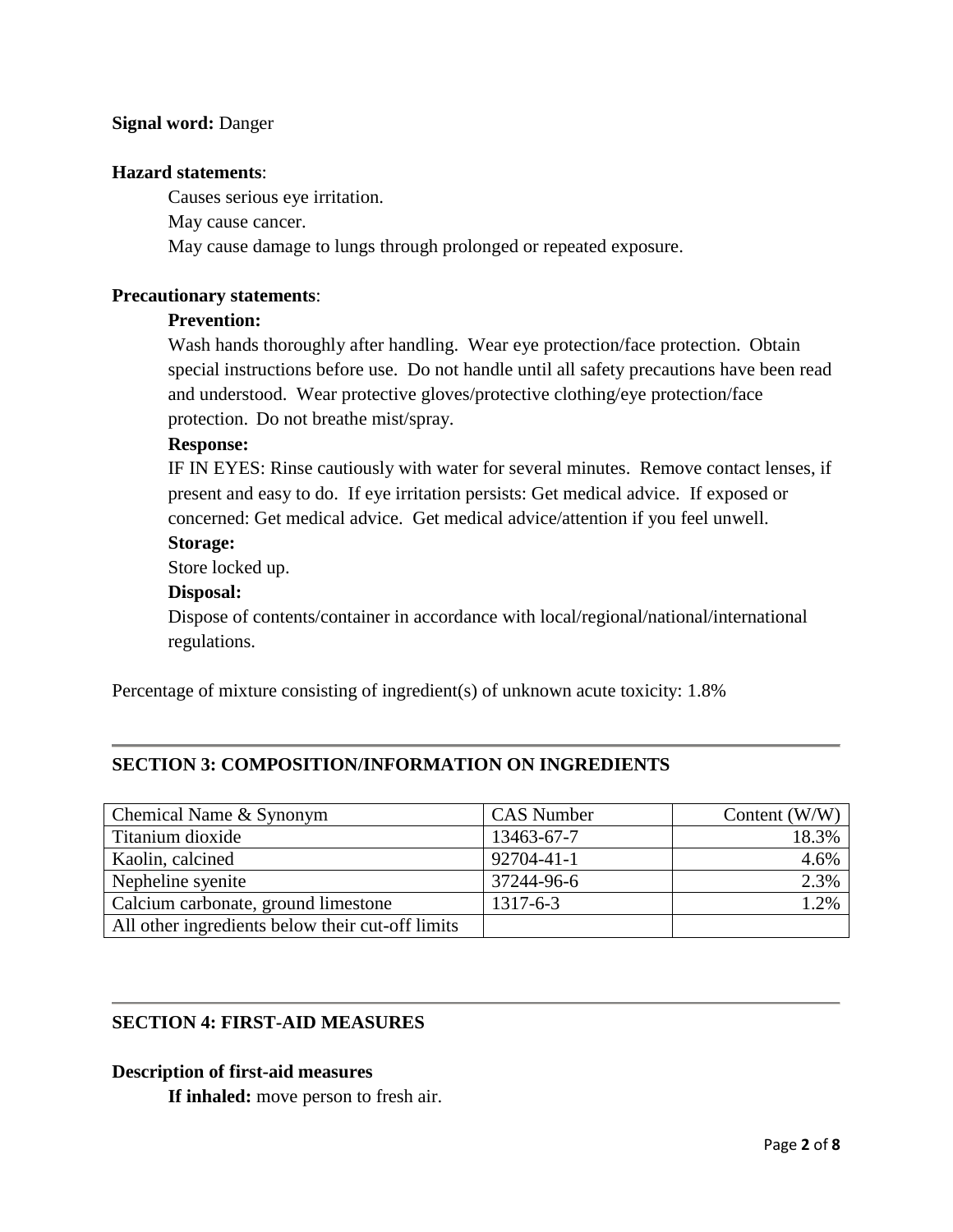**Signal word:** Danger

**Hazard statements**:

Causes serious eye irritation.
May cause cancer.
May cause damage to lungs through prolonged or repeated exposure.

**Precautionary statements**:

**Prevention:**

Wash hands thoroughly after handling. Wear eye protection/face protection. Obtain special instructions before use. Do not handle until all safety precautions have been read and understood. Wear protective gloves/protective clothing/eye protection/face protection. Do not breathe mist/spray.

**Response:**

IF IN EYES: Rinse cautiously with water for several minutes. Remove contact lenses, if present and easy to do. If eye irritation persists: Get medical advice. If exposed or concerned: Get medical advice. Get medical advice/attention if you feel unwell.

**Storage:**

Store locked up.

**Disposal:**

Dispose of contents/container in accordance with local/regional/national/international regulations.

Percentage of mixture consisting of ingredient(s) of unknown acute toxicity: 1.8%

## SECTION 3: COMPOSITION/INFORMATION ON INGREDIENTS

| Chemical Name & Synonym | CAS Number | Content (W/W) |
|---|---|---|
| Titanium dioxide | 13463-67-7 | 18.3% |
| Kaolin, calcined | 92704-41-1 | 4.6% |
| Nepheline syenite | 37244-96-6 | 2.3% |
| Calcium carbonate, ground limestone | 1317-6-3 | 1.2% |
| All other ingredients below their cut-off limits | | |

## SECTION 4: FIRST-AID MEASURES

**Description of first-aid measures**

**If inhaled:** move person to fresh air.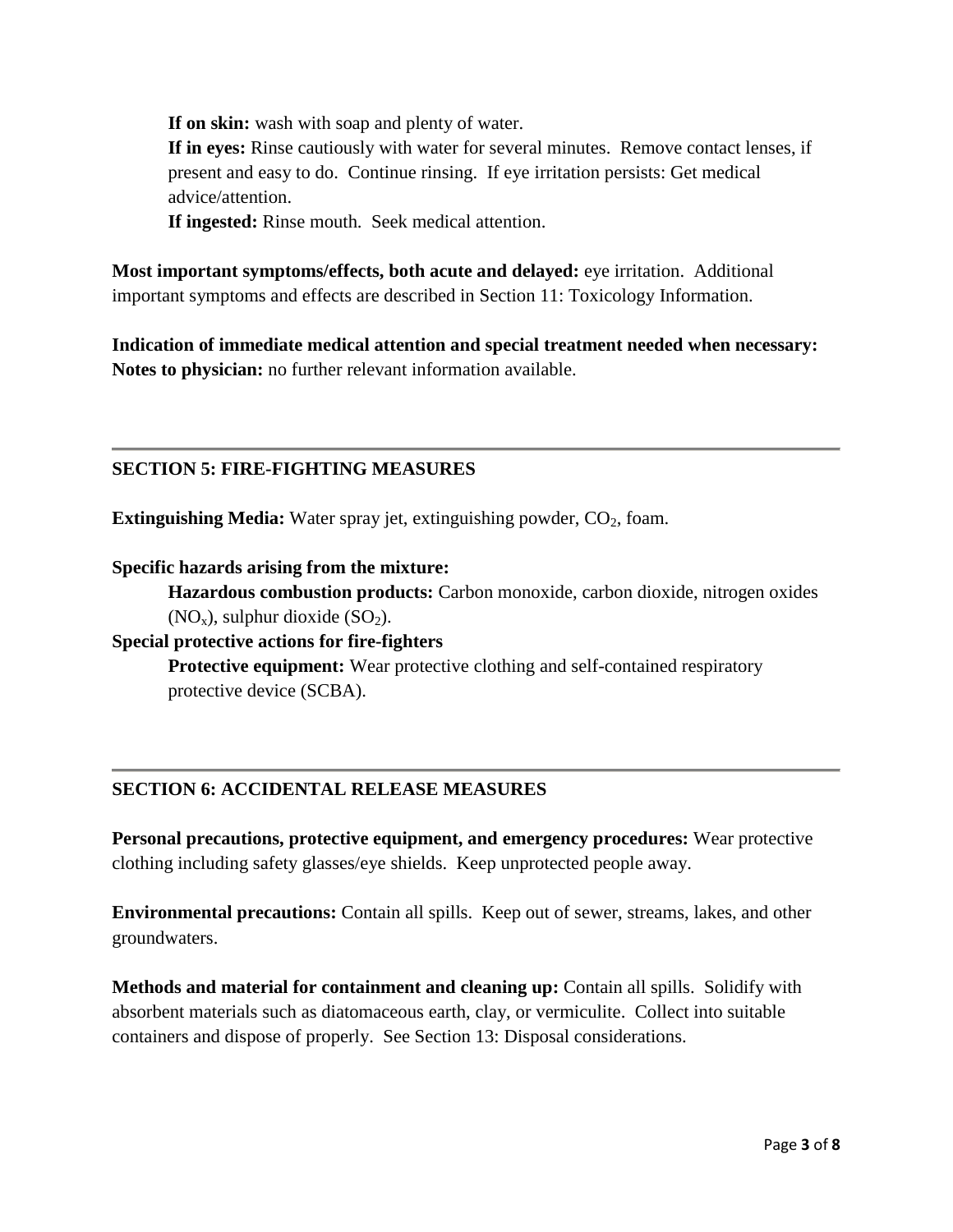**If on skin:** wash with soap and plenty of water.

**If in eyes:** Rinse cautiously with water for several minutes. Remove contact lenses, if present and easy to do. Continue rinsing. If eye irritation persists: Get medical advice/attention.

**If ingested:** Rinse mouth. Seek medical attention.

**Most important symptoms/effects, both acute and delayed:** eye irritation. Additional important symptoms and effects are described in Section 11: Toxicology Information.

**Indication of immediate medical attention and special treatment needed when necessary:**
**Notes to physician:** no further relevant information available.

---

## SECTION 5: FIRE-FIGHTING MEASURES

**Extinguishing Media:** Water spray jet, extinguishing powder, $CO_2$, foam.

**Specific hazards arising from the mixture:**

**Hazardous combustion products:** Carbon monoxide, carbon dioxide, nitrogen oxides ($NO_x$), sulphur dioxide ($SO_2$).

**Special protective actions for fire-fighters**

**Protective equipment:** Wear protective clothing and self-contained respiratory protective device (SCBA).

---

## SECTION 6: ACCIDENTAL RELEASE MEASURES

**Personal precautions, protective equipment, and emergency procedures:** Wear protective clothing including safety glasses/eye shields. Keep unprotected people away.

**Environmental precautions:** Contain all spills. Keep out of sewer, streams, lakes, and other groundwaters.

**Methods and material for containment and cleaning up:** Contain all spills. Solidify with absorbent materials such as diatomaceous earth, clay, or vermiculite. Collect into suitable containers and dispose of properly. See Section 13: Disposal considerations.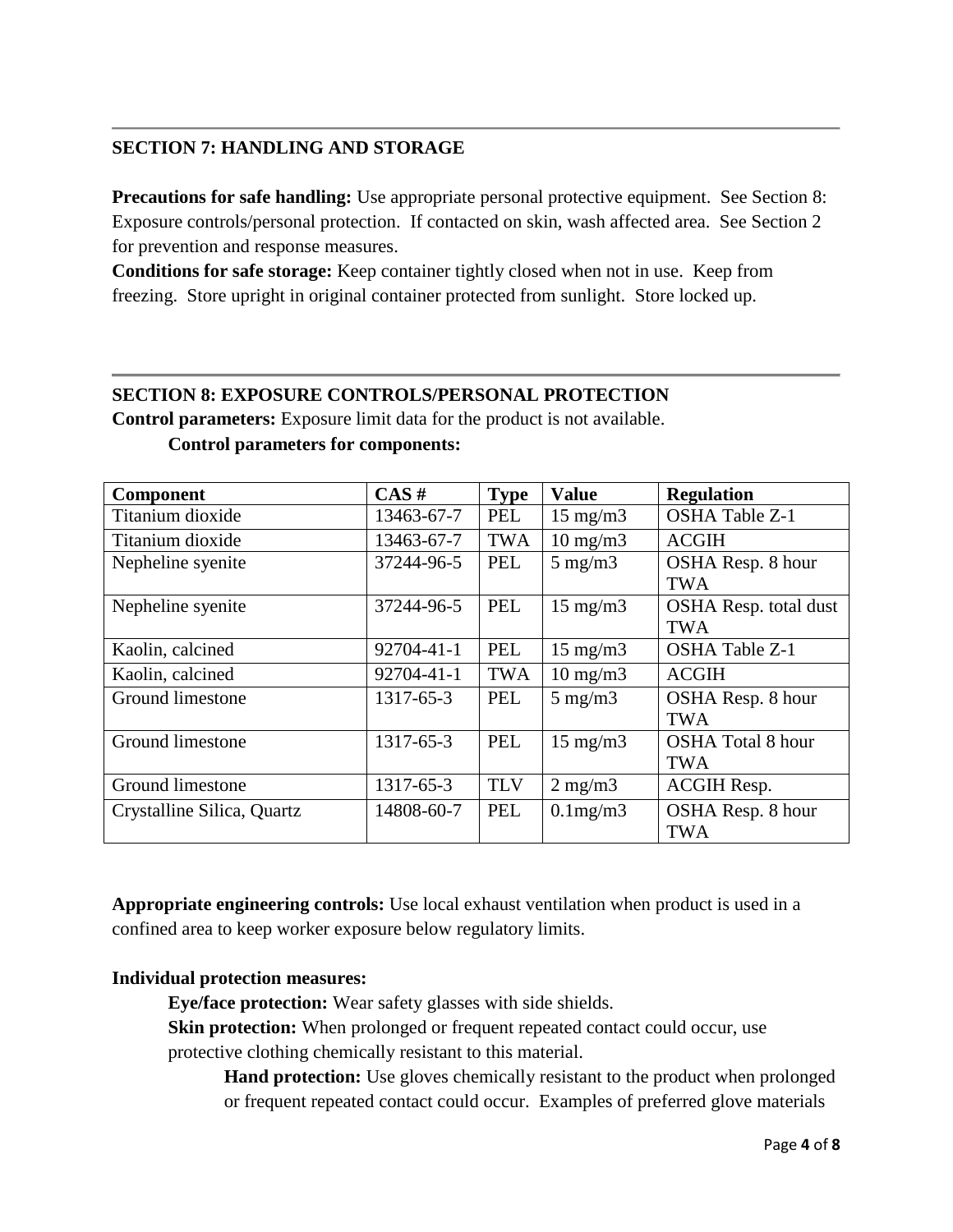## SECTION 7: HANDLING AND STORAGE

**Precautions for safe handling:** Use appropriate personal protective equipment. See Section 8: Exposure controls/personal protection. If contacted on skin, wash affected area. See Section 2 for prevention and response measures.

**Conditions for safe storage:** Keep container tightly closed when not in use. Keep from freezing. Store upright in original container protected from sunlight. Store locked up.

## SECTION 8: EXPOSURE CONTROLS/PERSONAL PROTECTION

**Control parameters:** Exposure limit data for the product is not available.

**Control parameters for components:**

| Component | CAS # | Type | Value | Regulation |
|---|---|---|---|---|
| Titanium dioxide | 13463-67-7 | PEL | 15 mg/m3 | OSHA Table Z-1 |
| Titanium dioxide | 13463-67-7 | TWA | 10 mg/m3 | ACGIH |
| Nepheline syenite | 37244-96-5 | PEL | 5 mg/m3 | OSHA Resp. 8 hour TWA |
| Nepheline syenite | 37244-96-5 | PEL | 15 mg/m3 | OSHA Resp. total dust TWA |
| Kaolin, calcined | 92704-41-1 | PEL | 15 mg/m3 | OSHA Table Z-1 |
| Kaolin, calcined | 92704-41-1 | TWA | 10 mg/m3 | ACGIH |
| Ground limestone | 1317-65-3 | PEL | 5 mg/m3 | OSHA Resp. 8 hour TWA |
| Ground limestone | 1317-65-3 | PEL | 15 mg/m3 | OSHA Total 8 hour TWA |
| Ground limestone | 1317-65-3 | TLV | 2 mg/m3 | ACGIH Resp. |
| Crystalline Silica, Quartz | 14808-60-7 | PEL | 0.1mg/m3 | OSHA Resp. 8 hour TWA |

**Appropriate engineering controls:** Use local exhaust ventilation when product is used in a confined area to keep worker exposure below regulatory limits.

**Individual protection measures:**

**Eye/face protection:** Wear safety glasses with side shields.

**Skin protection:** When prolonged or frequent repeated contact could occur, use protective clothing chemically resistant to this material.

**Hand protection:** Use gloves chemically resistant to the product when prolonged or frequent repeated contact could occur. Examples of preferred glove materials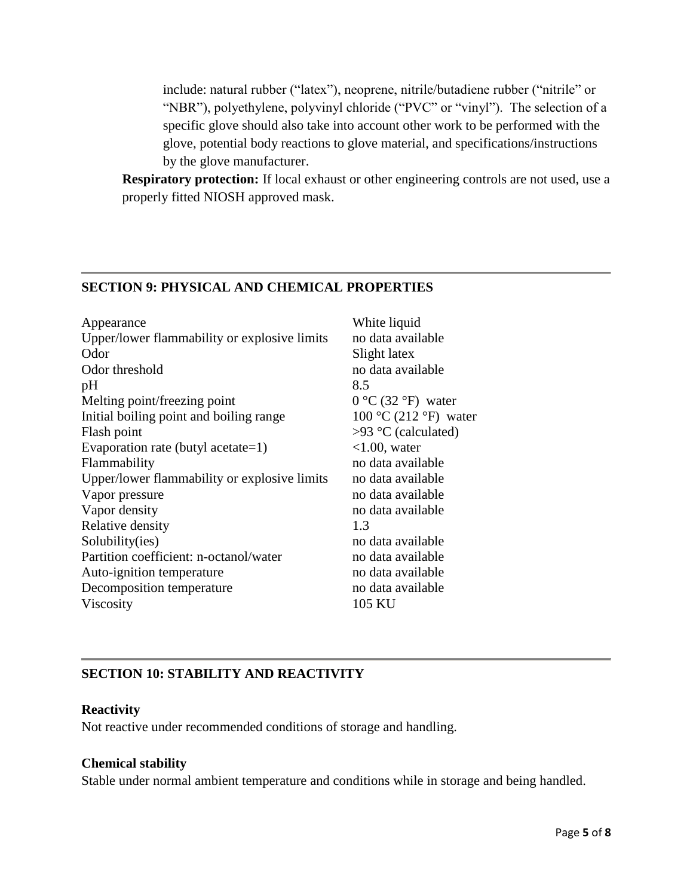include: natural rubber ("latex"), neoprene, nitrile/butadiene rubber ("nitrile" or "NBR"), polyethylene, polyvinyl chloride ("PVC" or "vinyl"). The selection of a specific glove should also take into account other work to be performed with the glove, potential body reactions to glove material, and specifications/instructions by the glove manufacturer.

**Respiratory protection:** If local exhaust or other engineering controls are not used, use a properly fitted NIOSH approved mask.

## SECTION 9: PHYSICAL AND CHEMICAL PROPERTIES

| | |
|---|---|
| Appearance | White liquid |
| Upper/lower flammability or explosive limits | no data available |
| Odor | Slight latex |
| Odor threshold | no data available |
| pH | 8.5 |
| Melting point/freezing point | 0 °C (32 °F) water |
| Initial boiling point and boiling range | 100 °C (212 °F) water |
| Flash point | >93 °C (calculated) |
| Evaporation rate (butyl acetate=1) | <1.00, water |
| Flammability | no data available |
| Upper/lower flammability or explosive limits | no data available |
| Vapor pressure | no data available |
| Vapor density | no data available |
| Relative density | 1.3 |
| Solubility(ies) | no data available |
| Partition coefficient: n-octanol/water | no data available |
| Auto-ignition temperature | no data available |
| Decomposition temperature | no data available |
| Viscosity | 105 KU |

## SECTION 10: STABILITY AND REACTIVITY

**Reactivity**

Not reactive under recommended conditions of storage and handling.

**Chemical stability**

Stable under normal ambient temperature and conditions while in storage and being handled.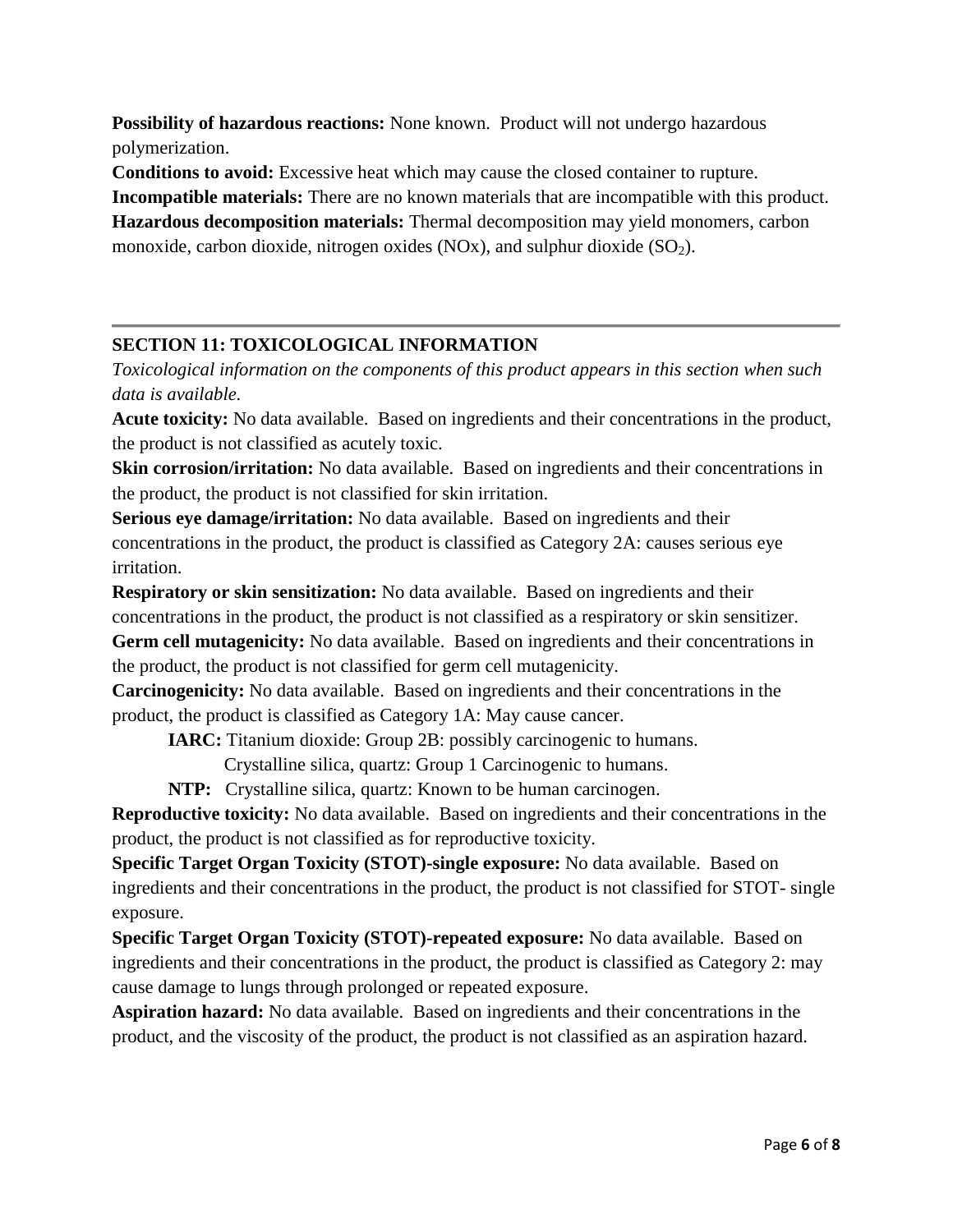**Possibility of hazardous reactions:** None known. Product will not undergo hazardous polymerization.

**Conditions to avoid:** Excessive heat which may cause the closed container to rupture.

**Incompatible materials:** There are no known materials that are incompatible with this product.

**Hazardous decomposition materials:** Thermal decomposition may yield monomers, carbon monoxide, carbon dioxide, nitrogen oxides (NOx), and sulphur dioxide ($SO_2$).

## SECTION 11: TOXICOLOGICAL INFORMATION

*Toxicological information on the components of this product appears in this section when such data is available.*

**Acute toxicity:** No data available. Based on ingredients and their concentrations in the product, the product is not classified as acutely toxic.

**Skin corrosion/irritation:** No data available. Based on ingredients and their concentrations in the product, the product is not classified for skin irritation.

**Serious eye damage/irritation:** No data available. Based on ingredients and their concentrations in the product, the product is classified as Category 2A: causes serious eye irritation.

**Respiratory or skin sensitization:** No data available. Based on ingredients and their concentrations in the product, the product is not classified as a respiratory or skin sensitizer.

**Germ cell mutagenicity:** No data available. Based on ingredients and their concentrations in the product, the product is not classified for germ cell mutagenicity.

**Carcinogenicity:** No data available. Based on ingredients and their concentrations in the product, the product is classified as Category 1A: May cause cancer.

**IARC:** Titanium dioxide: Group 2B: possibly carcinogenic to humans.
Crystalline silica, quartz: Group 1 Carcinogenic to humans.

**NTP:** Crystalline silica, quartz: Known to be human carcinogen.

**Reproductive toxicity:** No data available. Based on ingredients and their concentrations in the product, the product is not classified as for reproductive toxicity.

**Specific Target Organ Toxicity (STOT)-single exposure:** No data available. Based on ingredients and their concentrations in the product, the product is not classified for STOT- single exposure.

**Specific Target Organ Toxicity (STOT)-repeated exposure:** No data available. Based on ingredients and their concentrations in the product, the product is classified as Category 2: may cause damage to lungs through prolonged or repeated exposure.

**Aspiration hazard:** No data available. Based on ingredients and their concentrations in the product, and the viscosity of the product, the product is not classified as an aspiration hazard.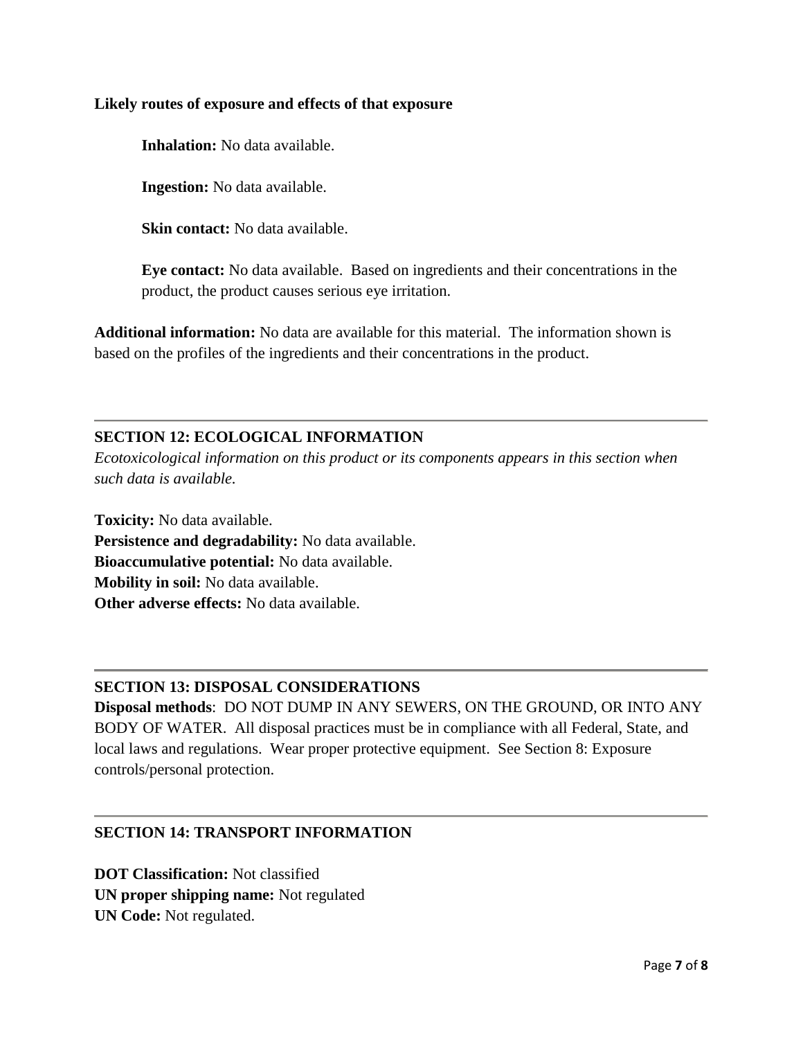**Likely routes of exposure and effects of that exposure**

**Inhalation:** No data available.

**Ingestion:** No data available.

**Skin contact:** No data available.

**Eye contact:** No data available. Based on ingredients and their concentrations in the product, the product causes serious eye irritation.

**Additional information:** No data are available for this material. The information shown is based on the profiles of the ingredients and their concentrations in the product.

---

## SECTION 12: ECOLOGICAL INFORMATION

*Ecotoxicological information on this product or its components appears in this section when such data is available.*

**Toxicity:** No data available.
**Persistence and degradability:** No data available.
**Bioaccumulative potential:** No data available.
**Mobility in soil:** No data available.
**Other adverse effects:** No data available.

---

## SECTION 13: DISPOSAL CONSIDERATIONS

**Disposal methods**: DO NOT DUMP IN ANY SEWERS, ON THE GROUND, OR INTO ANY BODY OF WATER. All disposal practices must be in compliance with all Federal, State, and local laws and regulations. Wear proper protective equipment. See Section 8: Exposure controls/personal protection.

---

## SECTION 14: TRANSPORT INFORMATION

**DOT Classification:** Not classified
**UN proper shipping name:** Not regulated
**UN Code:** Not regulated.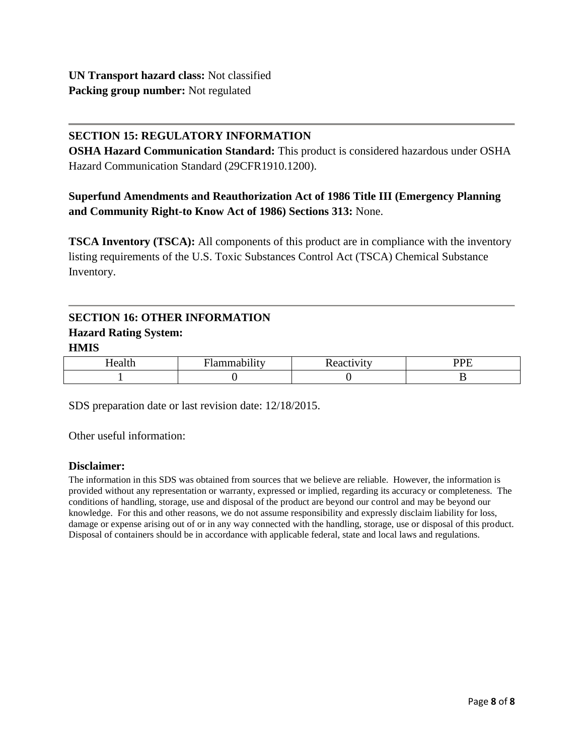**UN Transport hazard class:** Not classified
**Packing group number:** Not regulated

## SECTION 15: REGULATORY INFORMATION

**OSHA Hazard Communication Standard:** This product is considered hazardous under OSHA Hazard Communication Standard (29CFR1910.1200).

**Superfund Amendments and Reauthorization Act of 1986 Title III (Emergency Planning and Community Right-to Know Act of 1986) Sections 313:** None.

**TSCA Inventory (TSCA):** All components of this product are in compliance with the inventory listing requirements of the U.S. Toxic Substances Control Act (TSCA) Chemical Substance Inventory.

## SECTION 16: OTHER INFORMATION

**Hazard Rating System:**

**HMIS**

| Health | Flammability | Reactivity | PPE |
|---|---|---|---|
| 1 | 0 | 0 | B |

SDS preparation date or last revision date: 12/18/2015.

Other useful information:

**Disclaimer:**

The information in this SDS was obtained from sources that we believe are reliable. However, the information is provided without any representation or warranty, expressed or implied, regarding its accuracy or completeness. The conditions of handling, storage, use and disposal of the product are beyond our control and may be beyond our knowledge. For this and other reasons, we do not assume responsibility and expressly disclaim liability for loss, damage or expense arising out of or in any way connected with the handling, storage, use or disposal of this product. Disposal of containers should be in accordance with applicable federal, state and local laws and regulations.